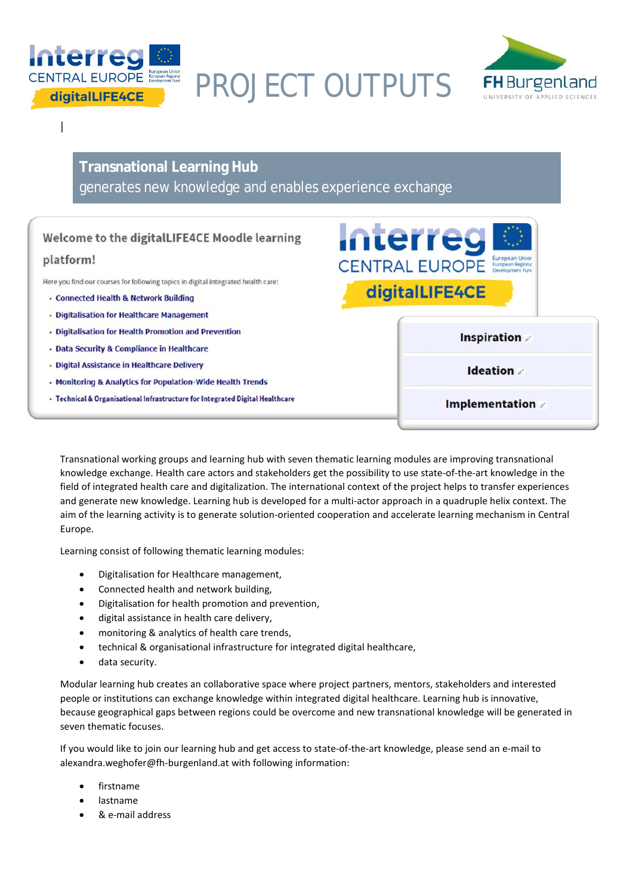# PROJECT OUTPUTS

## Transational Learning Hub

generates new knowledge and enables experience exchange

Welcome to the digitalLIFE4CE Moodle learning platform!

Here you find our courses for following topics in digital integrated health care:

- Connected Health & Network Building
- Digitalisation for Healthcare Management
- Digitalisation for Health Promotion and Prevention
- Data Security & Compliance in Healthcare
- Digital Assistance in Healthcare Delivery
- Monitoring & Analytics for Population-Wide Health Trends
- Technical & Organisational Infrastructure for Integrated Digital Healthcare

Inspiration

Ideation

Implementation

Transnational working groups and learning hub with seven thematic learning modules are improving transnational knowledge exchange. Health care actors and stakeholders get the possibility to use state-of-the-art knowledge in the field of integrated health care and digitalization. The international context of the project helps to transfer experiences and generate new knowledge. Learning hub is developed for a multi-actor approach in a quadruple helix context. The aim of the learning activity is to generate solution-oriented cooperation and accelerate learning mechanism in Central Europe.

Learning consist of following thematic learning modules:

- Digitalisation for Healthcare management,
- Connected health and network building,
- Digitalisation for health promotion and prevention,
- digital assistance in health care delivery,
- monitoring & analytics of health care trends,
- technical & organisational infrastructure for integrated digital healthcare,
- data security.

Modular learning hub creates an collaborative space where project partners, mentors, stakeholders and interested people or institutions can exchange knowledge within integrated digital healthcare. Learning hub is innovative, because geographical gaps between regions could be overcome and new transnational knowledge will be generated in seven thematic focuses.

If you would like to join our learning hub and get access to state-of-the-art knowledge, please send an e-mail to alexandra.weghofer@fh-burgenland.at with following information:

- firstname
- lastname
- & e-mail address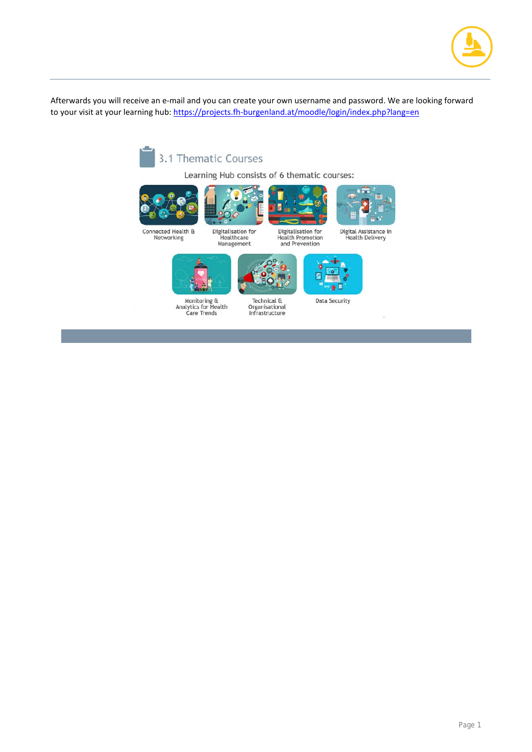Afterwards you will receive an e-mail and you can create your own username and password. We are looking forward to your visit at your learning hub: https://projects.fh-burgenland.at/moodle/login/index.php?lang=en

## 3.1 Thematic Courses

Learning Hub consists of 6 thematic courses:

Connected Health & Networking

Digitalisation for Healthcare Management

Digitalisation for Health Promotion and Prevention

Digital Assistance in Health Delivery

Monitoring & Analytics for Health Care Trends

Technical & Organisational Infrastructure

Data Security